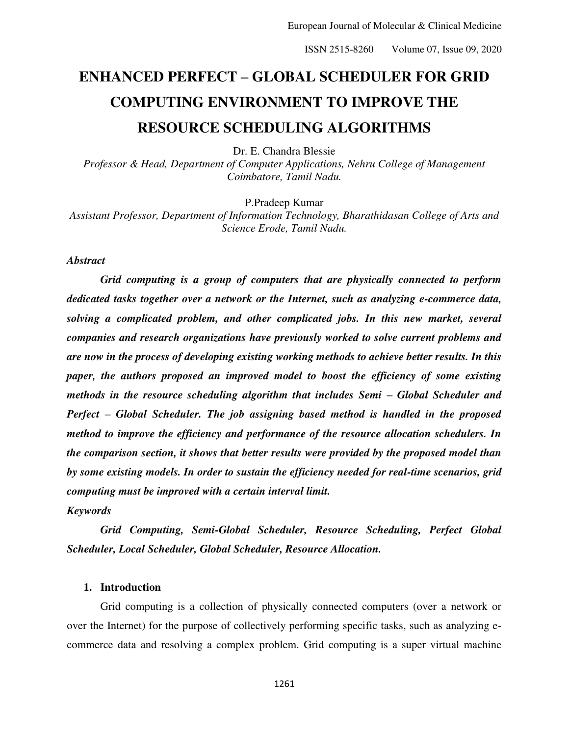# ENHANCED PERFECT – GLOBAL SCHEDULER FOR GRID COMPUTING ENVIRONMENT TO IMPROVE THE RESOURCE SCHEDULING ALGORITHMS

Dr. E. Chandra Blessie

*Professor & Head, Department of Computer Applications, Nehru College of Management Coimbatore, Tamil Nadu.*

P.Pradeep Kumar

*Assistant Professor, Department of Information Technology, Bharathidasan College of Arts and Science Erode, Tamil Nadu.*

***Abstract***

***Grid computing is a group of computers that are physically connected to perform dedicated tasks together over a network or the Internet, such as analyzing e-commerce data, solving a complicated problem, and other complicated jobs. In this new market, several companies and research organizations have previously worked to solve current problems and are now in the process of developing existing working methods to achieve better results. In this paper, the authors proposed an improved model to boost the efficiency of some existing methods in the resource scheduling algorithm that includes Semi – Global Scheduler and Perfect – Global Scheduler. The job assigning based method is handled in the proposed method to improve the efficiency and performance of the resource allocation schedulers. In the comparison section, it shows that better results were provided by the proposed model than by some existing models. In order to sustain the efficiency needed for real-time scenarios, grid computing must be improved with a certain interval limit.***

***Keywords***

***Grid Computing, Semi-Global Scheduler, Resource Scheduling, Perfect Global Scheduler, Local Scheduler, Global Scheduler, Resource Allocation.***

## 1. Introduction

Grid computing is a collection of physically connected computers (over a network or over the Internet) for the purpose of collectively performing specific tasks, such as analyzing e-commerce data and resolving a complex problem. Grid computing is a super virtual machine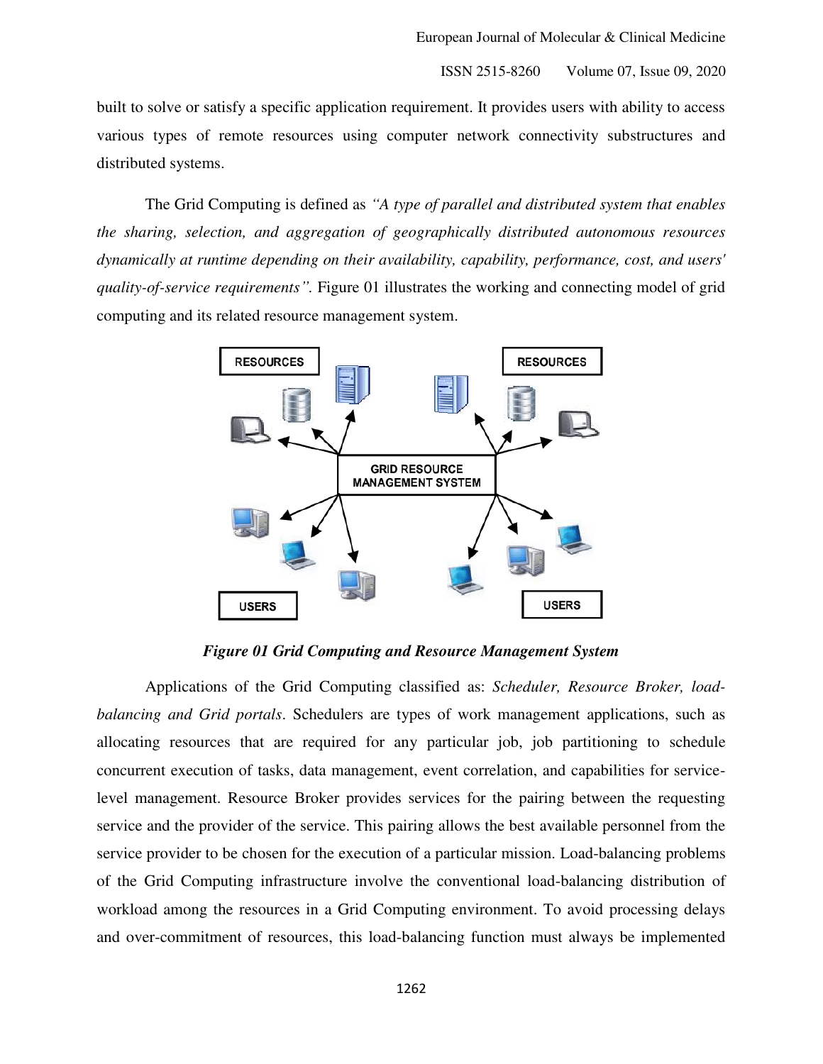built to solve or satisfy a specific application requirement. It provides users with ability to access various types of remote resources using computer network connectivity substructures and distributed systems.

The Grid Computing is defined as *"A type of parallel and distributed system that enables the sharing, selection, and aggregation of geographically distributed autonomous resources dynamically at runtime depending on their availability, capability, performance, cost, and users' quality-of-service requirements"*. Figure 01 illustrates the working and connecting model of grid computing and its related resource management system.

***Figure 01 Grid Computing and Resource Management System***

Applications of the Grid Computing classified as: *Scheduler, Resource Broker, load-balancing and Grid portals*. Schedulers are types of work management applications, such as allocating resources that are required for any particular job, job partitioning to schedule concurrent execution of tasks, data management, event correlation, and capabilities for service-level management. Resource Broker provides services for the pairing between the requesting service and the provider of the service. This pairing allows the best available personnel from the service provider to be chosen for the execution of a particular mission. Load-balancing problems of the Grid Computing infrastructure involve the conventional load-balancing distribution of workload among the resources in a Grid Computing environment. To avoid processing delays and over-commitment of resources, this load-balancing function must always be implemented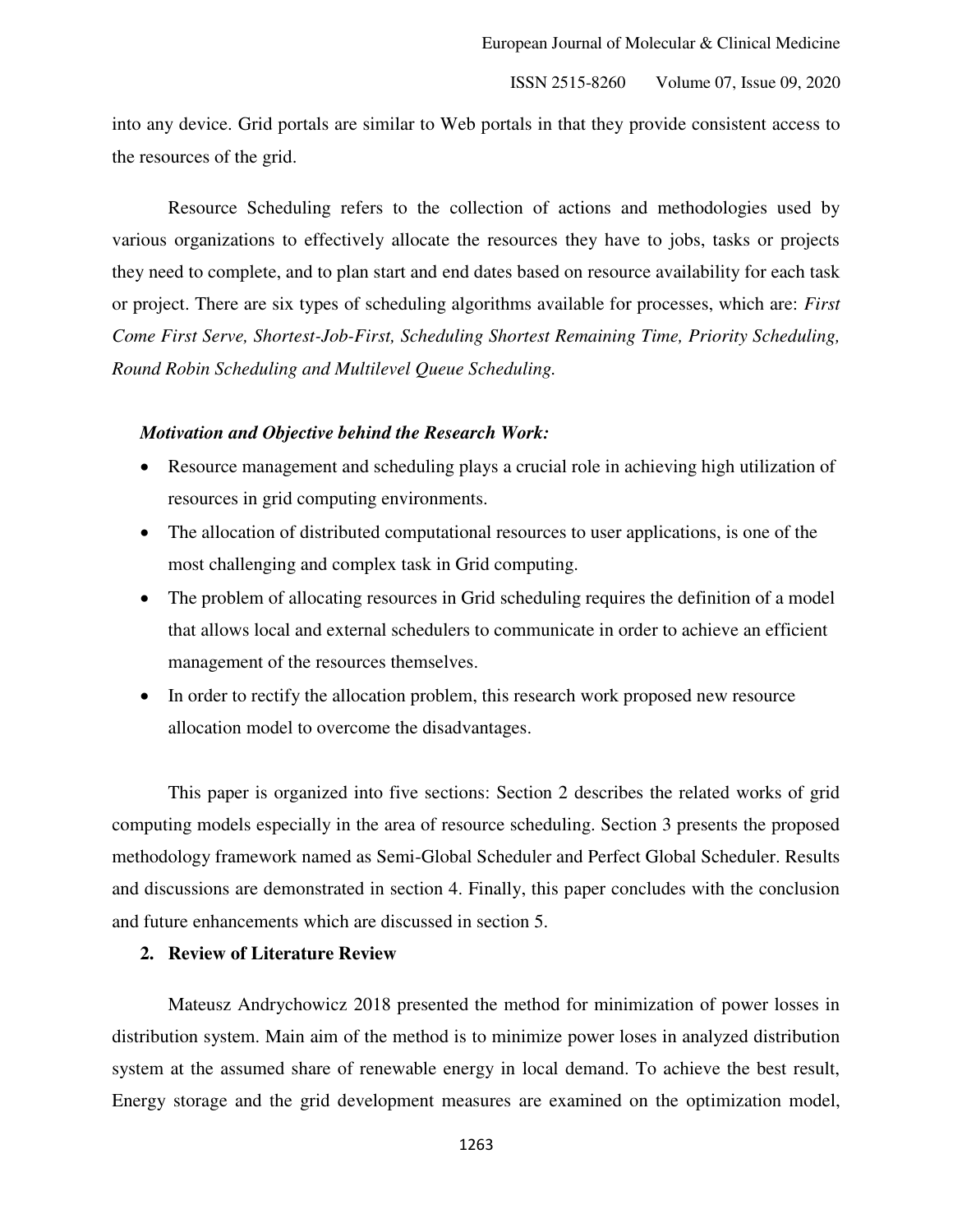into any device. Grid portals are similar to Web portals in that they provide consistent access to the resources of the grid.

Resource Scheduling refers to the collection of actions and methodologies used by various organizations to effectively allocate the resources they have to jobs, tasks or projects they need to complete, and to plan start and end dates based on resource availability for each task or project. There are six types of scheduling algorithms available for processes, which are: *First Come First Serve, Shortest-Job-First, Scheduling Shortest Remaining Time, Priority Scheduling, Round Robin Scheduling and Multilevel Queue Scheduling.*

***Motivation and Objective behind the Research Work:***

- Resource management and scheduling plays a crucial role in achieving high utilization of resources in grid computing environments.
- The allocation of distributed computational resources to user applications, is one of the most challenging and complex task in Grid computing.
- The problem of allocating resources in Grid scheduling requires the definition of a model that allows local and external schedulers to communicate in order to achieve an efficient management of the resources themselves.
- In order to rectify the allocation problem, this research work proposed new resource allocation model to overcome the disadvantages.

This paper is organized into five sections: Section 2 describes the related works of grid computing models especially in the area of resource scheduling. Section 3 presents the proposed methodology framework named as Semi-Global Scheduler and Perfect Global Scheduler. Results and discussions are demonstrated in section 4. Finally, this paper concludes with the conclusion and future enhancements which are discussed in section 5.

## 2. Review of Literature Review

Mateusz Andrychowicz 2018 presented the method for minimization of power losses in distribution system. Main aim of the method is to minimize power loses in analyzed distribution system at the assumed share of renewable energy in local demand. To achieve the best result, Energy storage and the grid development measures are examined on the optimization model,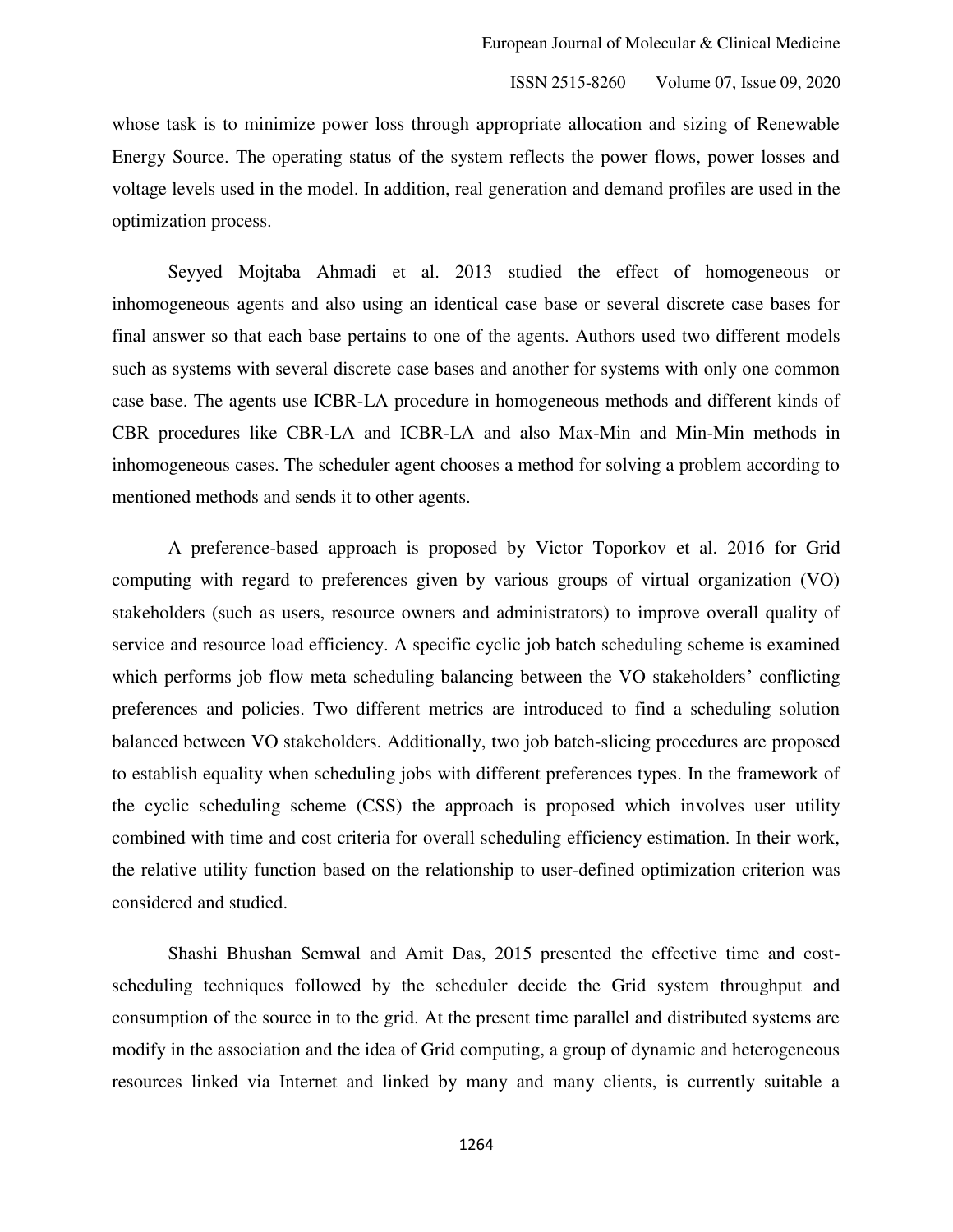whose task is to minimize power loss through appropriate allocation and sizing of Renewable Energy Source. The operating status of the system reflects the power flows, power losses and voltage levels used in the model. In addition, real generation and demand profiles are used in the optimization process.

Seyyed Mojtaba Ahmadi et al. 2013 studied the effect of homogeneous or inhomogeneous agents and also using an identical case base or several discrete case bases for final answer so that each base pertains to one of the agents. Authors used two different models such as systems with several discrete case bases and another for systems with only one common case base. The agents use ICBR-LA procedure in homogeneous methods and different kinds of CBR procedures like CBR-LA and ICBR-LA and also Max-Min and Min-Min methods in inhomogeneous cases. The scheduler agent chooses a method for solving a problem according to mentioned methods and sends it to other agents.

A preference-based approach is proposed by Victor Toporkov et al. 2016 for Grid computing with regard to preferences given by various groups of virtual organization (VO) stakeholders (such as users, resource owners and administrators) to improve overall quality of service and resource load efficiency. A specific cyclic job batch scheduling scheme is examined which performs job flow meta scheduling balancing between the VO stakeholders' conflicting preferences and policies. Two different metrics are introduced to find a scheduling solution balanced between VO stakeholders. Additionally, two job batch-slicing procedures are proposed to establish equality when scheduling jobs with different preferences types. In the framework of the cyclic scheduling scheme (CSS) the approach is proposed which involves user utility combined with time and cost criteria for overall scheduling efficiency estimation. In their work, the relative utility function based on the relationship to user-defined optimization criterion was considered and studied.

Shashi Bhushan Semwal and Amit Das, 2015 presented the effective time and cost-scheduling techniques followed by the scheduler decide the Grid system throughput and consumption of the source in to the grid. At the present time parallel and distributed systems are modify in the association and the idea of Grid computing, a group of dynamic and heterogeneous resources linked via Internet and linked by many and many clients, is currently suitable a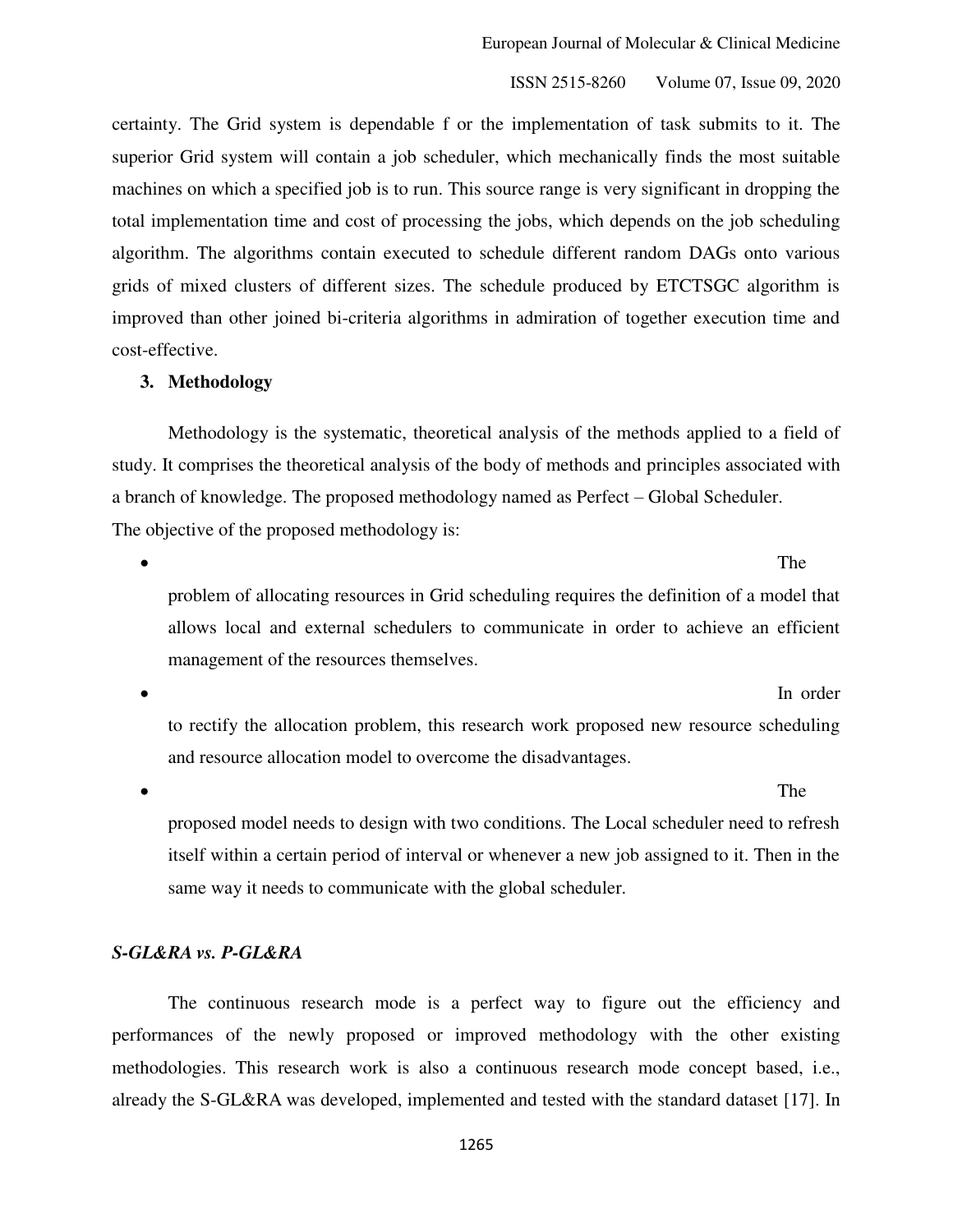certainty. The Grid system is dependable f or the implementation of task submits to it. The superior Grid system will contain a job scheduler, which mechanically finds the most suitable machines on which a specified job is to run. This source range is very significant in dropping the total implementation time and cost of processing the jobs, which depends on the job scheduling algorithm. The algorithms contain executed to schedule different random DAGs onto various grids of mixed clusters of different sizes. The schedule produced by ETCTSGC algorithm is improved than other joined bi-criteria algorithms in admiration of together execution time and cost-effective.

## 3. Methodology

Methodology is the systematic, theoretical analysis of the methods applied to a field of study. It comprises the theoretical analysis of the body of methods and principles associated with a branch of knowledge. The proposed methodology named as Perfect – Global Scheduler.
The objective of the proposed methodology is:

- The problem of allocating resources in Grid scheduling requires the definition of a model that allows local and external schedulers to communicate in order to achieve an efficient management of the resources themselves.
- In order to rectify the allocation problem, this research work proposed new resource scheduling and resource allocation model to overcome the disadvantages.
- The proposed model needs to design with two conditions. The Local scheduler need to refresh itself within a certain period of interval or whenever a new job assigned to it. Then in the same way it needs to communicate with the global scheduler.

### *S-GL&RA vs. P-GL&RA*

The continuous research mode is a perfect way to figure out the efficiency and performances of the newly proposed or improved methodology with the other existing methodologies. This research work is also a continuous research mode concept based, i.e., already the S-GL&RA was developed, implemented and tested with the standard dataset [17]. In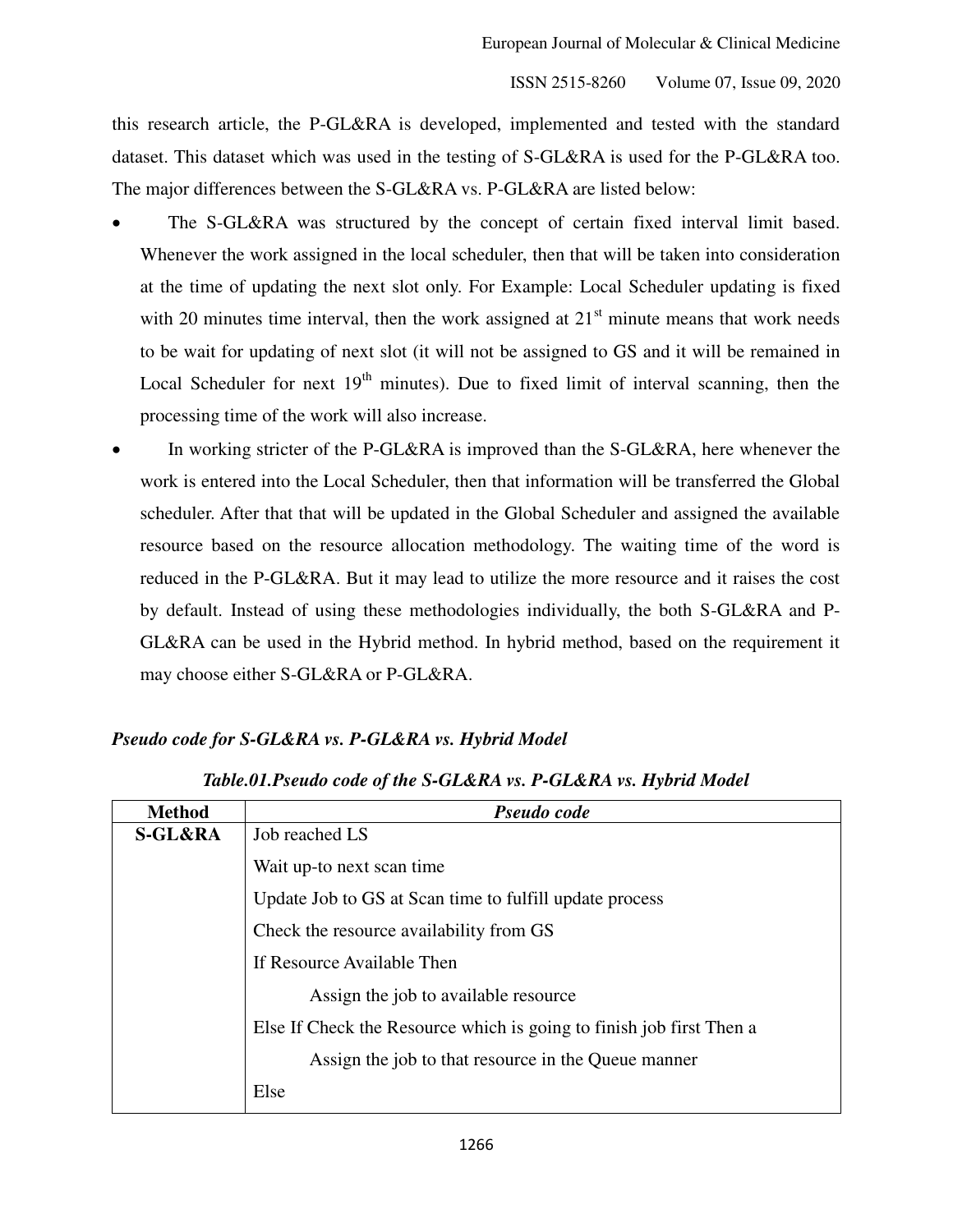this research article, the P-GL&RA is developed, implemented and tested with the standard dataset. This dataset which was used in the testing of S-GL&RA is used for the P-GL&RA too. The major differences between the S-GL&RA vs. P-GL&RA are listed below:

- The S-GL&RA was structured by the concept of certain fixed interval limit based. Whenever the work assigned in the local scheduler, then that will be taken into consideration at the time of updating the next slot only. For Example: Local Scheduler updating is fixed with 20 minutes time interval, then the work assigned at 21st minute means that work needs to be wait for updating of next slot (it will not be assigned to GS and it will be remained in Local Scheduler for next 19th minutes). Due to fixed limit of interval scanning, then the processing time of the work will also increase.
- In working stricter of the P-GL&RA is improved than the S-GL&RA, here whenever the work is entered into the Local Scheduler, then that information will be transferred the Global scheduler. After that that will be updated in the Global Scheduler and assigned the available resource based on the resource allocation methodology. The waiting time of the word is reduced in the P-GL&RA. But it may lead to utilize the more resource and it raises the cost by default. Instead of using these methodologies individually, the both S-GL&RA and P-GL&RA can be used in the Hybrid method. In hybrid method, based on the requirement it may choose either S-GL&RA or P-GL&RA.

***Pseudo code for S-GL&RA vs. P-GL&RA vs. Hybrid Model***

***Table.01.Pseudo code of the S-GL&RA vs. P-GL&RA vs. Hybrid Model***

| **Method** | ***Pseudo code*** |
|---|---|
| **S-GL&RA** | Job reached LS<br>Wait up-to next scan time<br>Update Job to GS at Scan time to fulfill update process<br>Check the resource availability from GS<br>If Resource Available Then<br>&nbsp;&nbsp;&nbsp;&nbsp;Assign the job to available resource<br>Else If Check the Resource which is going to finish job first Then a<br>&nbsp;&nbsp;&nbsp;&nbsp;Assign the job to that resource in the Queue manner<br>Else |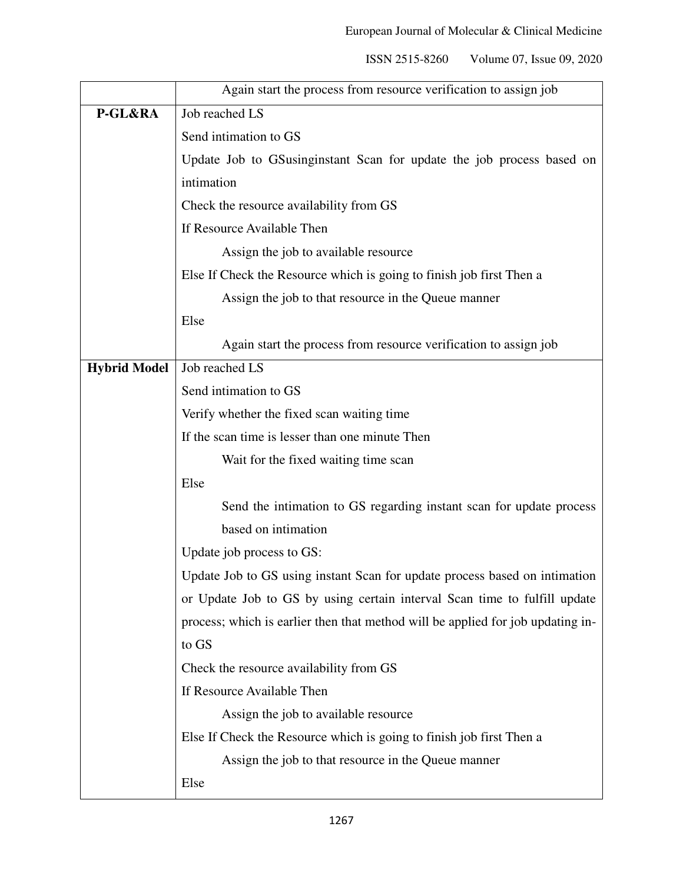| | |
|---|---|
| | Again start the process from resource verification to assign job |
| **P-GL&RA** | Job reached LS<br>Send intimation to GS<br>Update Job to GSusinginstant Scan for update the job process based on intimation<br>Check the resource availability from GS<br>If Resource Available Then<br>&nbsp;&nbsp;&nbsp;&nbsp;Assign the job to available resource<br>Else If Check the Resource which is going to finish job first Then a<br>&nbsp;&nbsp;&nbsp;&nbsp;Assign the job to that resource in the Queue manner<br>Else<br>&nbsp;&nbsp;&nbsp;&nbsp;Again start the process from resource verification to assign job |
| **Hybrid Model** | Job reached LS<br>Send intimation to GS<br>Verify whether the fixed scan waiting time<br>If the scan time is lesser than one minute Then<br>&nbsp;&nbsp;&nbsp;&nbsp;Wait for the fixed waiting time scan<br>Else<br>&nbsp;&nbsp;&nbsp;&nbsp;Send the intimation to GS regarding instant scan for update process based on intimation<br>Update job process to GS:<br>Update Job to GS using instant Scan for update process based on intimation or Update Job to GS by using certain interval Scan time to fulfill update process; which is earlier then that method will be applied for job updating in-to GS<br>Check the resource availability from GS<br>If Resource Available Then<br>&nbsp;&nbsp;&nbsp;&nbsp;Assign the job to available resource<br>Else If Check the Resource which is going to finish job first Then a<br>&nbsp;&nbsp;&nbsp;&nbsp;Assign the job to that resource in the Queue manner<br>Else |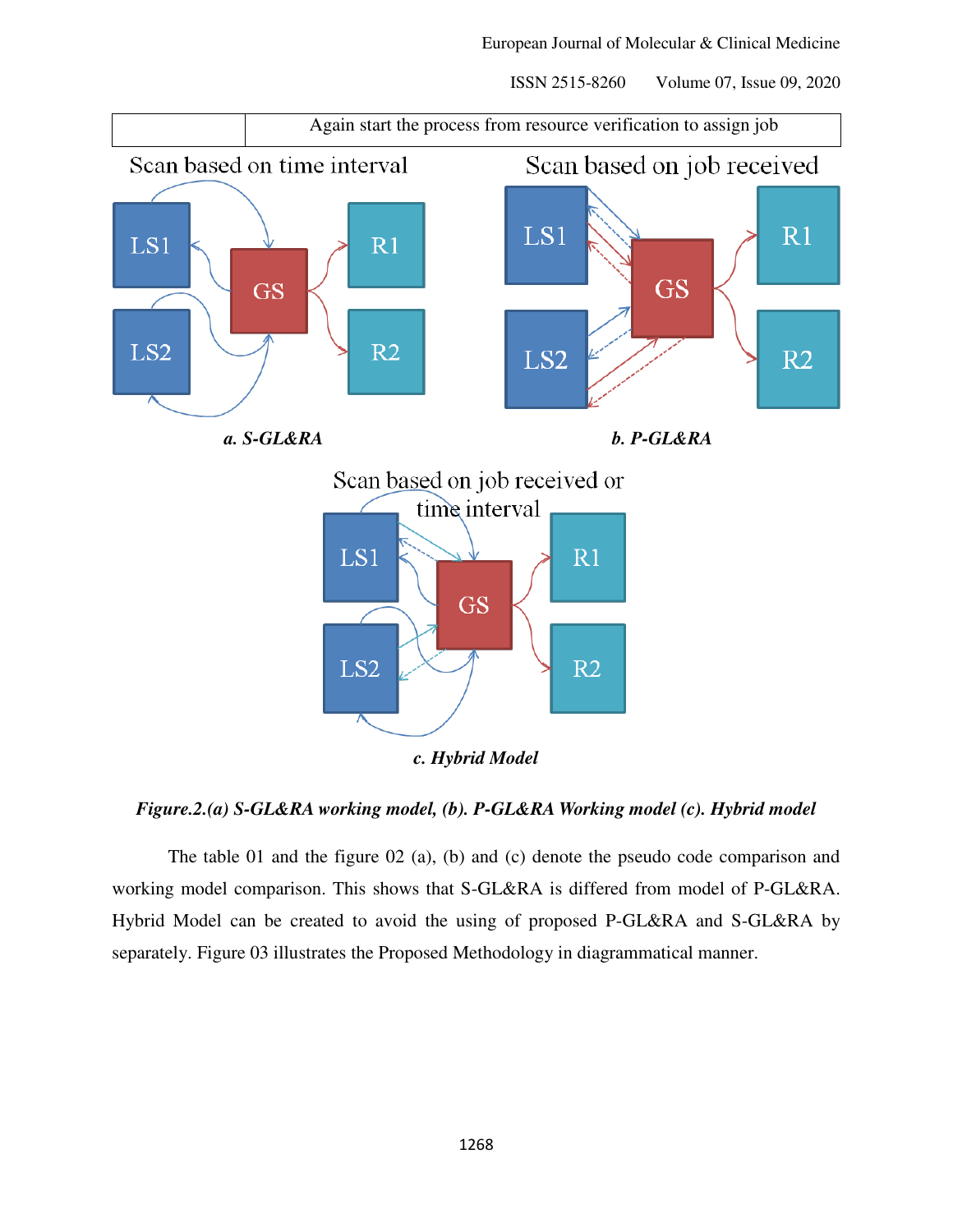| | Again start the process from resource verification to assign job |
|---|---|

*Figure.2.(a) S-GL&RA working model, (b). P-GL&RA Working model (c). Hybrid model*

The table 01 and the figure 02 (a), (b) and (c) denote the pseudo code comparison and working model comparison. This shows that S-GL&RA is differed from model of P-GL&RA. Hybrid Model can be created to avoid the using of proposed P-GL&RA and S-GL&RA by separately. Figure 03 illustrates the Proposed Methodology in diagrammatical manner.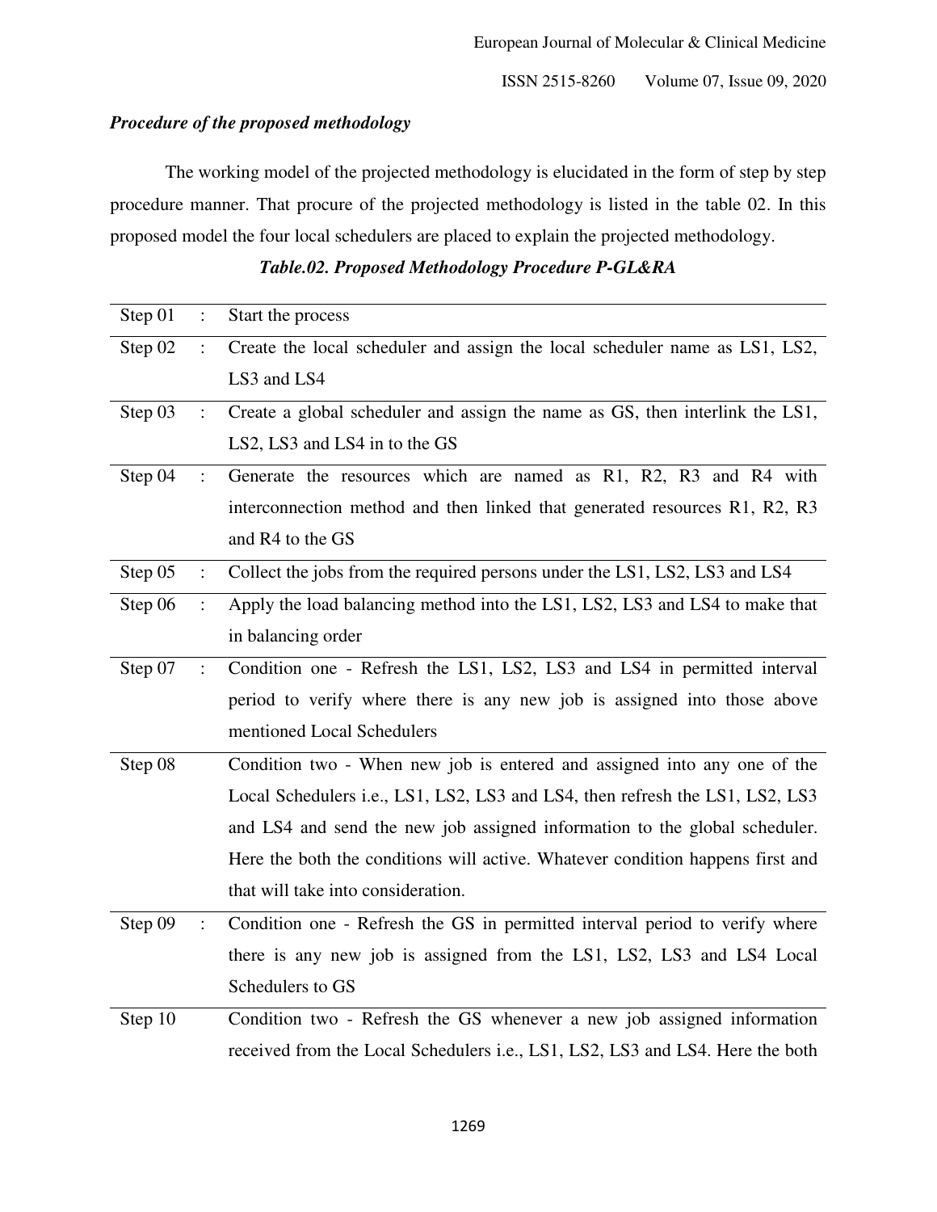***Procedure of the proposed methodology***

The working model of the projected methodology is elucidated in the form of step by step procedure manner. That procure of the projected methodology is listed in the table 02. In this proposed model the four local schedulers are placed to explain the projected methodology.

***Table.02. Proposed Methodology Procedure P-GL&RA***

| | | |
|---|---|---|
| Step 01 | : | Start the process |
| Step 02 | : | Create the local scheduler and assign the local scheduler name as LS1, LS2, LS3 and LS4 |
| Step 03 | : | Create a global scheduler and assign the name as GS, then interlink the LS1, LS2, LS3 and LS4 in to the GS |
| Step 04 | : | Generate the resources which are named as R1, R2, R3 and R4 with interconnection method and then linked that generated resources R1, R2, R3 and R4 to the GS |
| Step 05 | : | Collect the jobs from the required persons under the LS1, LS2, LS3 and LS4 |
| Step 06 | : | Apply the load balancing method into the LS1, LS2, LS3 and LS4 to make that in balancing order |
| Step 07 | : | Condition one - Refresh the LS1, LS2, LS3 and LS4 in permitted interval period to verify where there is any new job is assigned into those above mentioned Local Schedulers |
| Step 08 | | Condition two - When new job is entered and assigned into any one of the Local Schedulers i.e., LS1, LS2, LS3 and LS4, then refresh the LS1, LS2, LS3 and LS4 and send the new job assigned information to the global scheduler. Here the both the conditions will active. Whatever condition happens first and that will take into consideration. |
| Step 09 | : | Condition one - Refresh the GS in permitted interval period to verify where there is any new job is assigned from the LS1, LS2, LS3 and LS4 Local Schedulers to GS |
| Step 10 | | Condition two - Refresh the GS whenever a new job assigned information received from the Local Schedulers i.e., LS1, LS2, LS3 and LS4. Here the both |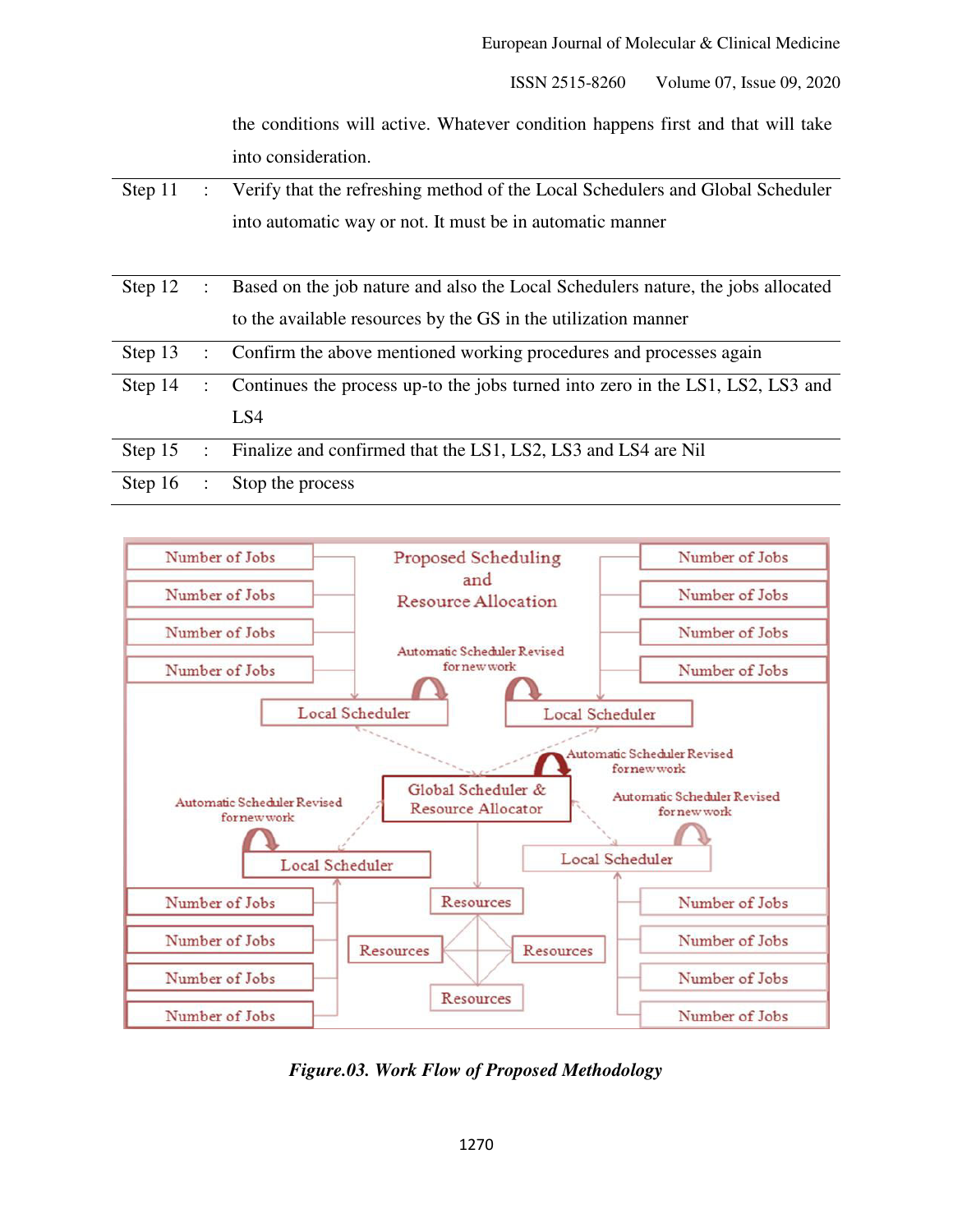| | | |
|---|---|---|
| | | the conditions will active. Whatever condition happens first and that will take into consideration. |
| Step 11 | : | Verify that the refreshing method of the Local Schedulers and Global Scheduler into automatic way or not. It must be in automatic manner |
| Step 12 | : | Based on the job nature and also the Local Schedulers nature, the jobs allocated to the available resources by the GS in the utilization manner |
| Step 13 | : | Confirm the above mentioned working procedures and processes again |
| Step 14 | : | Continues the process up-to the jobs turned into zero in the LS1, LS2, LS3 and LS4 |
| Step 15 | : | Finalize and confirmed that the LS1, LS2, LS3 and LS4 are Nil |
| Step 16 | : | Stop the process |

*Figure.03. Work Flow of Proposed Methodology*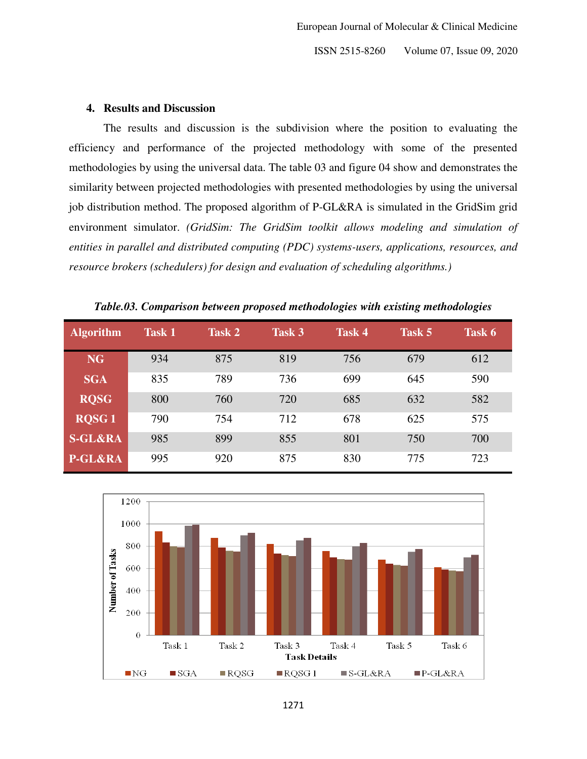## 4. Results and Discussion

The results and discussion is the subdivision where the position to evaluating the efficiency and performance of the projected methodology with some of the presented methodologies by using the universal data. The table 03 and figure 04 show and demonstrates the similarity between projected methodologies with presented methodologies by using the universal job distribution method. The proposed algorithm of P-GL&RA is simulated in the GridSim grid environment simulator. *(GridSim: The GridSim toolkit allows modeling and simulation of entities in parallel and distributed computing (PDC) systems-users, applications, resources, and resource brokers (schedulers) for design and evaluation of scheduling algorithms.)*

***Table.03. Comparison between proposed methodologies with existing methodologies***

| Algorithm | Task 1 | Task 2 | Task 3 | Task 4 | Task 5 | Task 6 |
|---|---|---|---|---|---|---|
| NG | 934 | 875 | 819 | 756 | 679 | 612 |
| SGA | 835 | 789 | 736 | 699 | 645 | 590 |
| RQSG | 800 | 760 | 720 | 685 | 632 | 582 |
| RQSG 1 | 790 | 754 | 712 | 678 | 625 | 575 |
| S-GL&RA | 985 | 899 | 855 | 801 | 750 | 700 |
| P-GL&RA | 995 | 920 | 875 | 830 | 775 | 723 |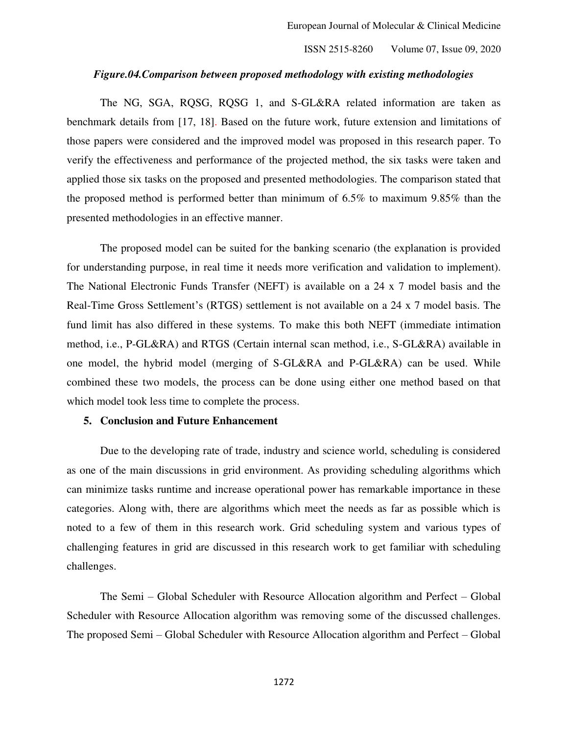*Figure.04.Comparison between proposed methodology with existing methodologies*

The NG, SGA, RQSG, RQSG 1, and S-GL&RA related information are taken as benchmark details from [17, 18]. Based on the future work, future extension and limitations of those papers were considered and the improved model was proposed in this research paper. To verify the effectiveness and performance of the projected method, the six tasks were taken and applied those six tasks on the proposed and presented methodologies. The comparison stated that the proposed method is performed better than minimum of 6.5% to maximum 9.85% than the presented methodologies in an effective manner.

The proposed model can be suited for the banking scenario (the explanation is provided for understanding purpose, in real time it needs more verification and validation to implement). The National Electronic Funds Transfer (NEFT) is available on a 24 x 7 model basis and the Real-Time Gross Settlement's (RTGS) settlement is not available on a 24 x 7 model basis. The fund limit has also differed in these systems. To make this both NEFT (immediate intimation method, i.e., P-GL&RA) and RTGS (Certain internal scan method, i.e., S-GL&RA) available in one model, the hybrid model (merging of S-GL&RA and P-GL&RA) can be used. While combined these two models, the process can be done using either one method based on that which model took less time to complete the process.

## 5. Conclusion and Future Enhancement

Due to the developing rate of trade, industry and science world, scheduling is considered as one of the main discussions in grid environment. As providing scheduling algorithms which can minimize tasks runtime and increase operational power has remarkable importance in these categories. Along with, there are algorithms which meet the needs as far as possible which is noted to a few of them in this research work. Grid scheduling system and various types of challenging features in grid are discussed in this research work to get familiar with scheduling challenges.

The Semi – Global Scheduler with Resource Allocation algorithm and Perfect – Global Scheduler with Resource Allocation algorithm was removing some of the discussed challenges. The proposed Semi – Global Scheduler with Resource Allocation algorithm and Perfect – Global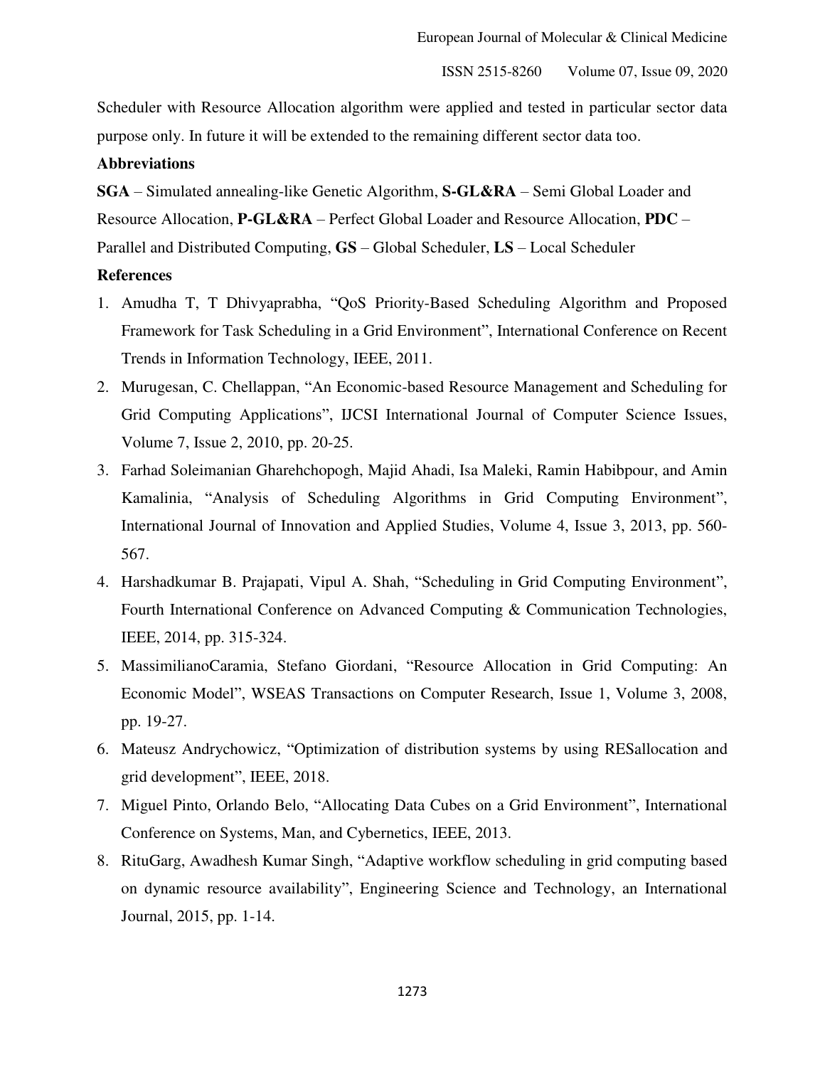Scheduler with Resource Allocation algorithm were applied and tested in particular sector data purpose only. In future it will be extended to the remaining different sector data too.

## Abbreviations

**SGA** – Simulated annealing-like Genetic Algorithm, **S-GL&RA** – Semi Global Loader and Resource Allocation, **P-GL&RA** – Perfect Global Loader and Resource Allocation, **PDC** – Parallel and Distributed Computing, **GS** – Global Scheduler, **LS** – Local Scheduler

## References

1. Amudha T, T Dhivyaprabha, "QoS Priority-Based Scheduling Algorithm and Proposed Framework for Task Scheduling in a Grid Environment", International Conference on Recent Trends in Information Technology, IEEE, 2011.
2. Murugesan, C. Chellappan, "An Economic-based Resource Management and Scheduling for Grid Computing Applications", IJCSI International Journal of Computer Science Issues, Volume 7, Issue 2, 2010, pp. 20-25.
3. Farhad Soleimanian Gharehchopogh, Majid Ahadi, Isa Maleki, Ramin Habibpour, and Amin Kamalinia, "Analysis of Scheduling Algorithms in Grid Computing Environment", International Journal of Innovation and Applied Studies, Volume 4, Issue 3, 2013, pp. 560-567.
4. Harshadkumar B. Prajapati, Vipul A. Shah, "Scheduling in Grid Computing Environment", Fourth International Conference on Advanced Computing & Communication Technologies, IEEE, 2014, pp. 315-324.
5. MassimilianoCaramia, Stefano Giordani, "Resource Allocation in Grid Computing: An Economic Model", WSEAS Transactions on Computer Research, Issue 1, Volume 3, 2008, pp. 19-27.
6. Mateusz Andrychowicz, "Optimization of distribution systems by using RESallocation and grid development", IEEE, 2018.
7. Miguel Pinto, Orlando Belo, "Allocating Data Cubes on a Grid Environment", International Conference on Systems, Man, and Cybernetics, IEEE, 2013.
8. RituGarg, Awadhesh Kumar Singh, "Adaptive workflow scheduling in grid computing based on dynamic resource availability", Engineering Science and Technology, an International Journal, 2015, pp. 1-14.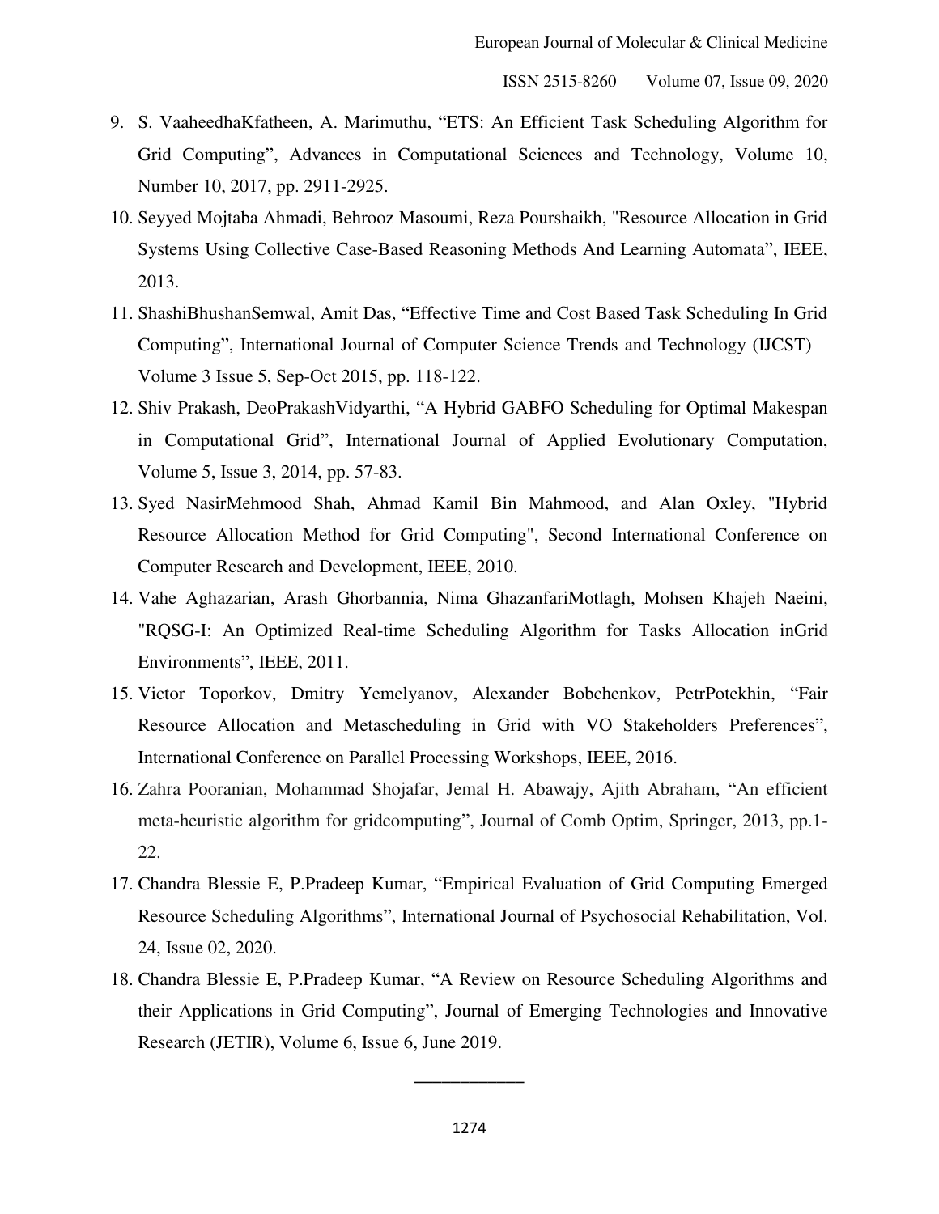9. S. VaaheedhaKfatheen, A. Marimuthu, “ETS: An Efficient Task Scheduling Algorithm for Grid Computing”, Advances in Computational Sciences and Technology, Volume 10, Number 10, 2017, pp. 2911-2925.
10. Seyyed Mojtaba Ahmadi, Behrooz Masoumi, Reza Pourshaikh, "Resource Allocation in Grid Systems Using Collective Case-Based Reasoning Methods And Learning Automata”, IEEE, 2013.
11. ShashiBhushanSemwal, Amit Das, “Effective Time and Cost Based Task Scheduling In Grid Computing”, International Journal of Computer Science Trends and Technology (IJCST) – Volume 3 Issue 5, Sep-Oct 2015, pp. 118-122.
12. Shiv Prakash, DeoPrakashVidyarthi, “A Hybrid GABFO Scheduling for Optimal Makespan in Computational Grid”, International Journal of Applied Evolutionary Computation, Volume 5, Issue 3, 2014, pp. 57-83.
13. Syed NasirMehmood Shah, Ahmad Kamil Bin Mahmood, and Alan Oxley, "Hybrid Resource Allocation Method for Grid Computing", Second International Conference on Computer Research and Development, IEEE, 2010.
14. Vahe Aghazarian, Arash Ghorbannia, Nima GhazanfariMotlagh, Mohsen Khajeh Naeini, "RQSG-I: An Optimized Real-time Scheduling Algorithm for Tasks Allocation inGrid Environments”, IEEE, 2011.
15. Victor Toporkov, Dmitry Yemelyanov, Alexander Bobchenkov, PetrPotekhin, “Fair Resource Allocation and Metascheduling in Grid with VO Stakeholders Preferences”, International Conference on Parallel Processing Workshops, IEEE, 2016.
16. Zahra Pooranian, Mohammad Shojafar, Jemal H. Abawajy, Ajith Abraham, “An efficient meta-heuristic algorithm for gridcomputing”, Journal of Comb Optim, Springer, 2013, pp.1-22.
17. Chandra Blessie E, P.Pradeep Kumar, “Empirical Evaluation of Grid Computing Emerged Resource Scheduling Algorithms”, International Journal of Psychosocial Rehabilitation, Vol. 24, Issue 02, 2020.
18. Chandra Blessie E, P.Pradeep Kumar, “A Review on Resource Scheduling Algorithms and their Applications in Grid Computing”, Journal of Emerging Technologies and Innovative Research (JETIR), Volume 6, Issue 6, June 2019.